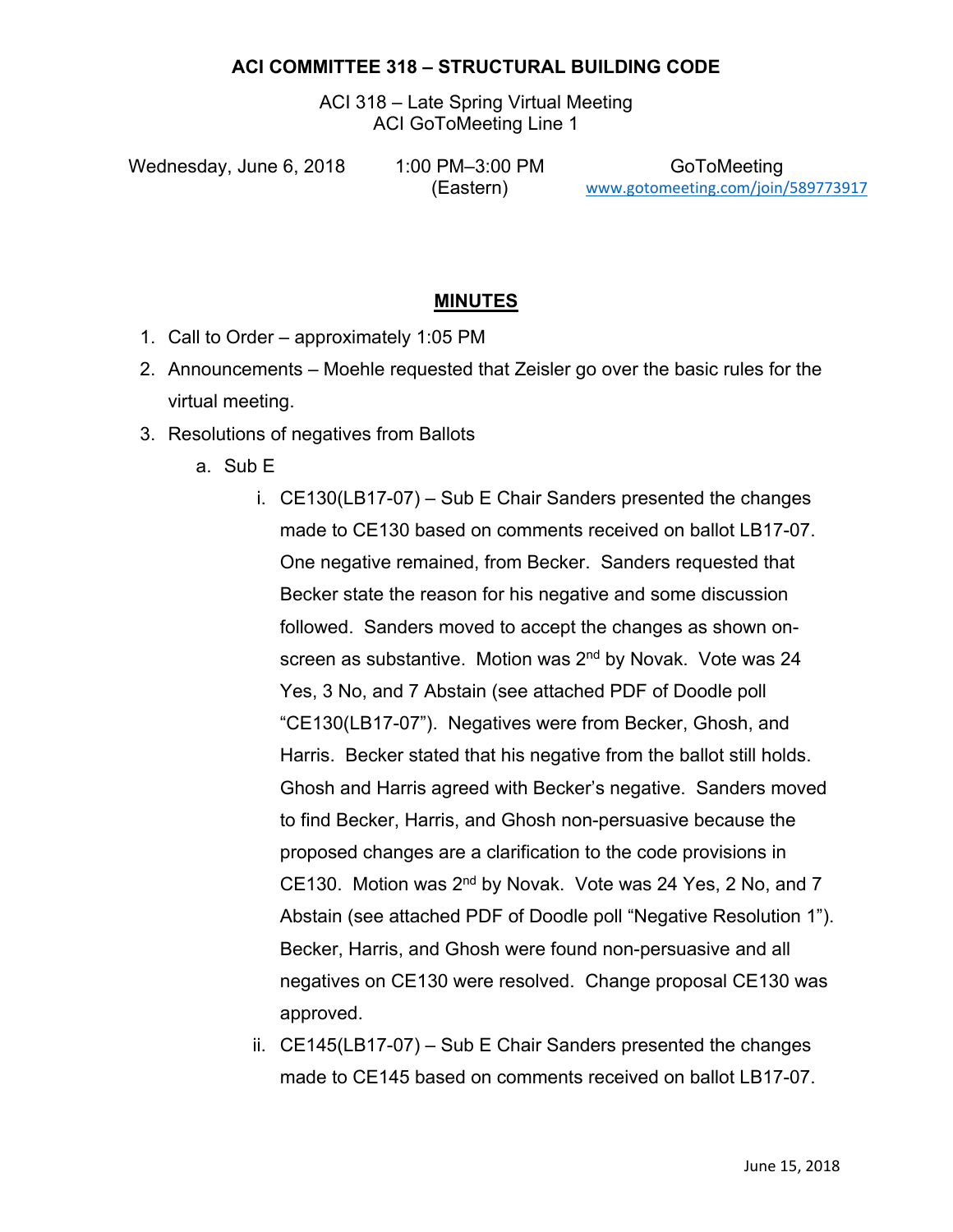**ACI COMMITTEE 318 – STRUCTURAL BUILDING CODE**

ACI 318 – Late Spring Virtual Meeting
ACI GoToMeeting Line 1

Wednesday, June 6, 2018 | 1:00 PM–3:00 PM (Eastern) | GoToMeeting www.gotomeeting.com/join/589773917

## MINUTES

1. Call to Order – approximately 1:05 PM
2. Announcements – Moehle requested that Zeisler go over the basic rules for the virtual meeting.
3. Resolutions of negatives from Ballots
   a. Sub E
      i. CE130(LB17-07) – Sub E Chair Sanders presented the changes made to CE130 based on comments received on ballot LB17-07. One negative remained, from Becker. Sanders requested that Becker state the reason for his negative and some discussion followed. Sanders moved to accept the changes as shown on-screen as substantive. Motion was 2nd by Novak. Vote was 24 Yes, 3 No, and 7 Abstain (see attached PDF of Doodle poll "CE130(LB17-07"). Negatives were from Becker, Ghosh, and Harris. Becker stated that his negative from the ballot still holds. Ghosh and Harris agreed with Becker's negative. Sanders moved to find Becker, Harris, and Ghosh non-persuasive because the proposed changes are a clarification to the code provisions in CE130. Motion was 2nd by Novak. Vote was 24 Yes, 2 No, and 7 Abstain (see attached PDF of Doodle poll "Negative Resolution 1"). Becker, Harris, and Ghosh were found non-persuasive and all negatives on CE130 were resolved. Change proposal CE130 was approved.
      ii. CE145(LB17-07) – Sub E Chair Sanders presented the changes made to CE145 based on comments received on ballot LB17-07.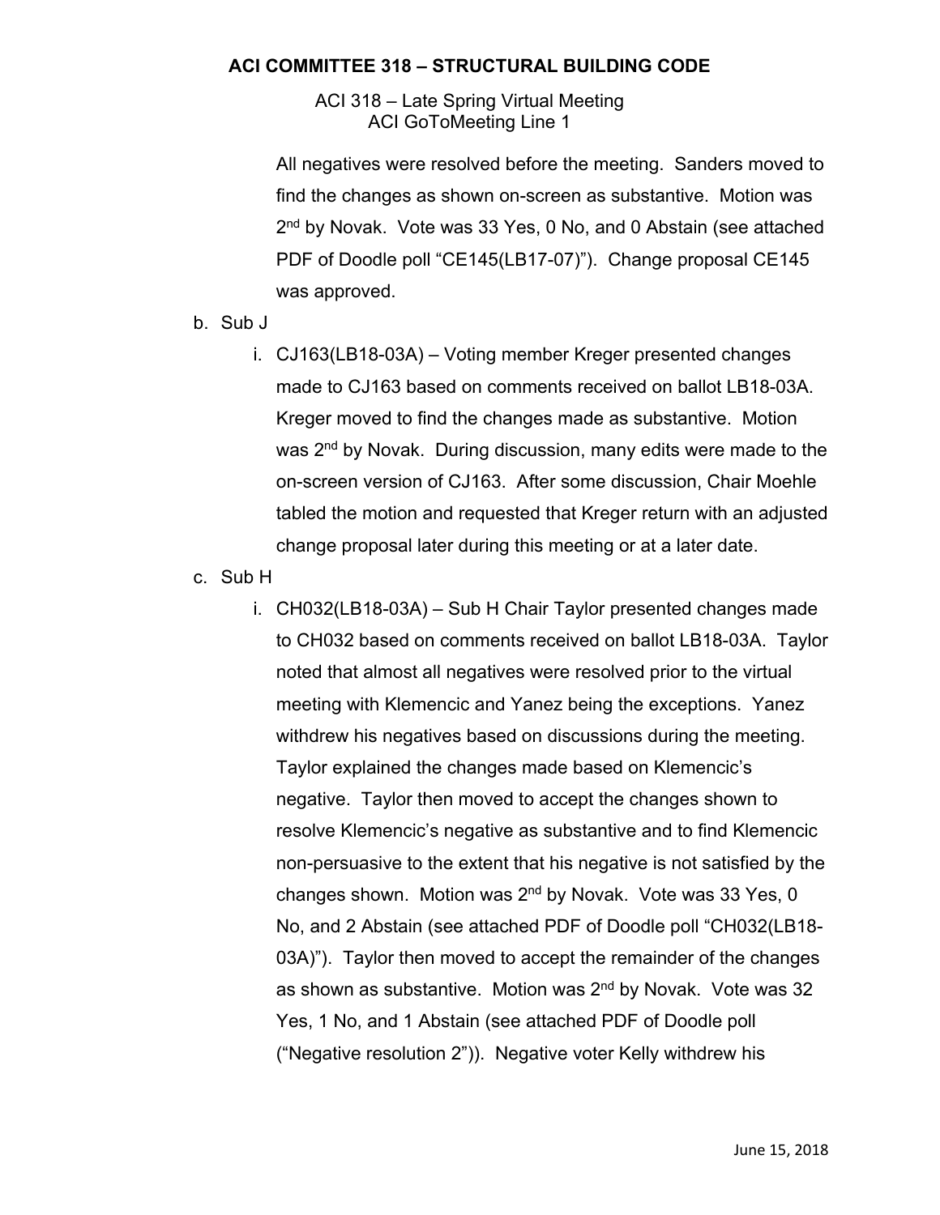All negatives were resolved before the meeting. Sanders moved to find the changes as shown on-screen as substantive. Motion was 2nd by Novak. Vote was 33 Yes, 0 No, and 0 Abstain (see attached PDF of Doodle poll "CE145(LB17-07)"). Change proposal CE145 was approved.

b. Sub J

   i. CJ163(LB18-03A) – Voting member Kreger presented changes made to CJ163 based on comments received on ballot LB18-03A. Kreger moved to find the changes made as substantive. Motion was 2nd by Novak. During discussion, many edits were made to the on-screen version of CJ163. After some discussion, Chair Moehle tabled the motion and requested that Kreger return with an adjusted change proposal later during this meeting or at a later date.

c. Sub H

   i. CH032(LB18-03A) – Sub H Chair Taylor presented changes made to CH032 based on comments received on ballot LB18-03A. Taylor noted that almost all negatives were resolved prior to the virtual meeting with Klemencic and Yanez being the exceptions. Yanez withdrew his negatives based on discussions during the meeting. Taylor explained the changes made based on Klemencic's negative. Taylor then moved to accept the changes shown to resolve Klemencic's negative as substantive and to find Klemencic non-persuasive to the extent that his negative is not satisfied by the changes shown. Motion was 2nd by Novak. Vote was 33 Yes, 0 No, and 2 Abstain (see attached PDF of Doodle poll "CH032(LB18-03A)"). Taylor then moved to accept the remainder of the changes as shown as substantive. Motion was 2nd by Novak. Vote was 32 Yes, 1 No, and 1 Abstain (see attached PDF of Doodle poll ("Negative resolution 2")). Negative voter Kelly withdrew his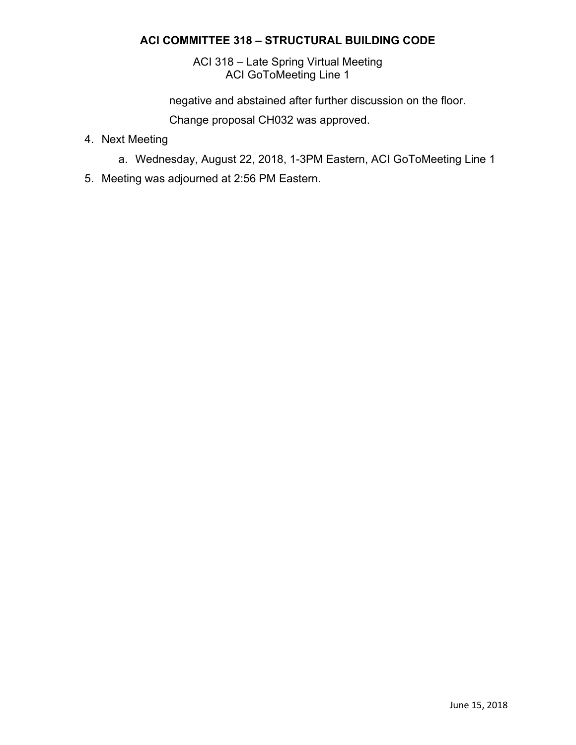negative and abstained after further discussion on the floor.

Change proposal CH032 was approved.

4. Next Meeting
   a. Wednesday, August 22, 2018, 1-3PM Eastern, ACI GoToMeeting Line 1
5. Meeting was adjourned at 2:56 PM Eastern.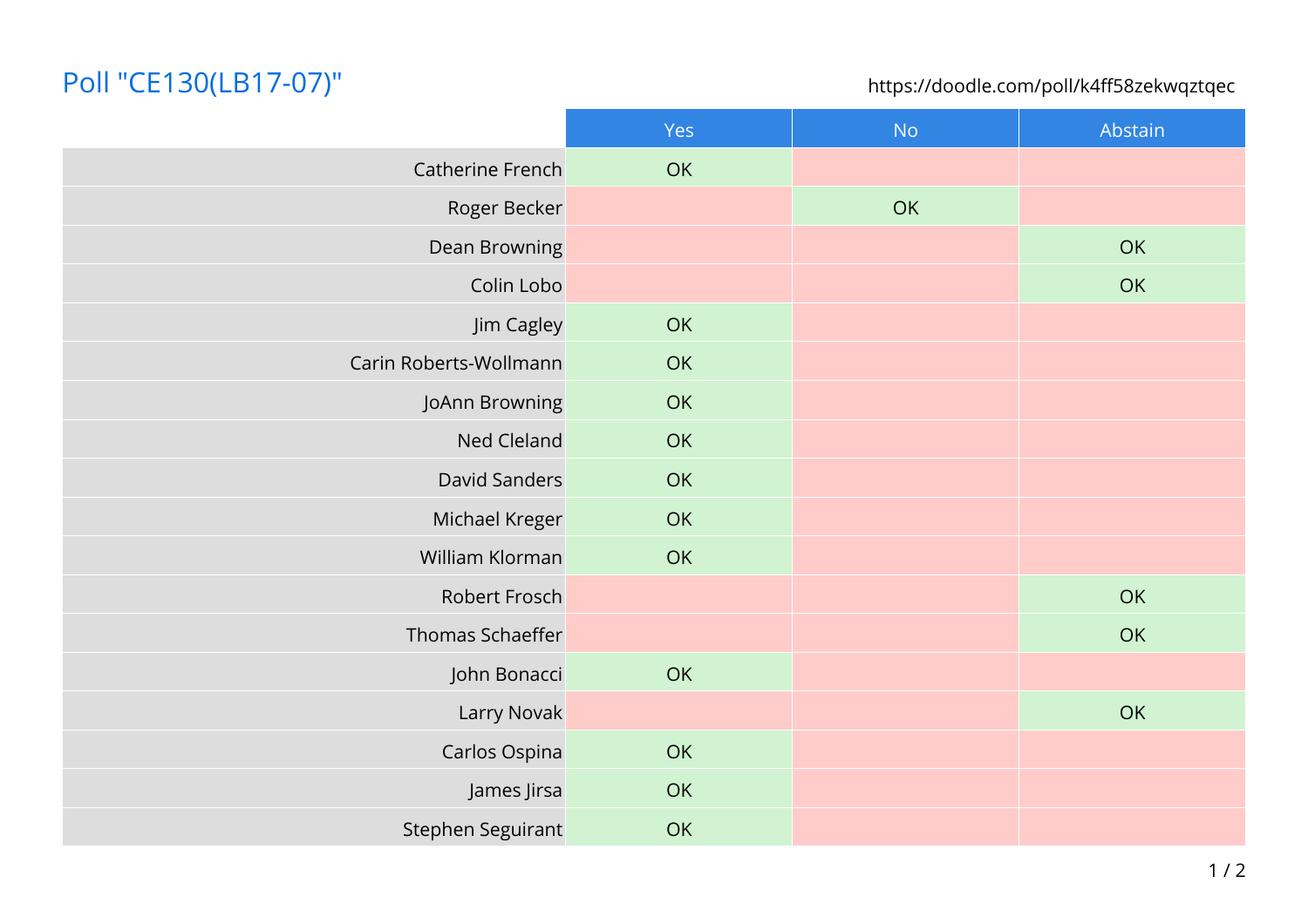# Poll "CE130(LB17-07)"

https://doodle.com/poll/k4ff58zekwqztqec

| | Yes | No | Abstain |
|---|---|---|---|
| Catherine French | OK | | |
| Roger Becker | | OK | |
| Dean Browning | | | OK |
| Colin Lobo | | | OK |
| Jim Cagley | OK | | |
| Carin Roberts-Wollmann | OK | | |
| JoAnn Browning | OK | | |
| Ned Cleland | OK | | |
| David Sanders | OK | | |
| Michael Kreger | OK | | |
| William Klorman | OK | | |
| Robert Frosch | | | OK |
| Thomas Schaeffer | | | OK |
| John Bonacci | OK | | |
| Larry Novak | | | OK |
| Carlos Ospina | OK | | |
| James Jirsa | OK | | |
| Stephen Seguirant | OK | | |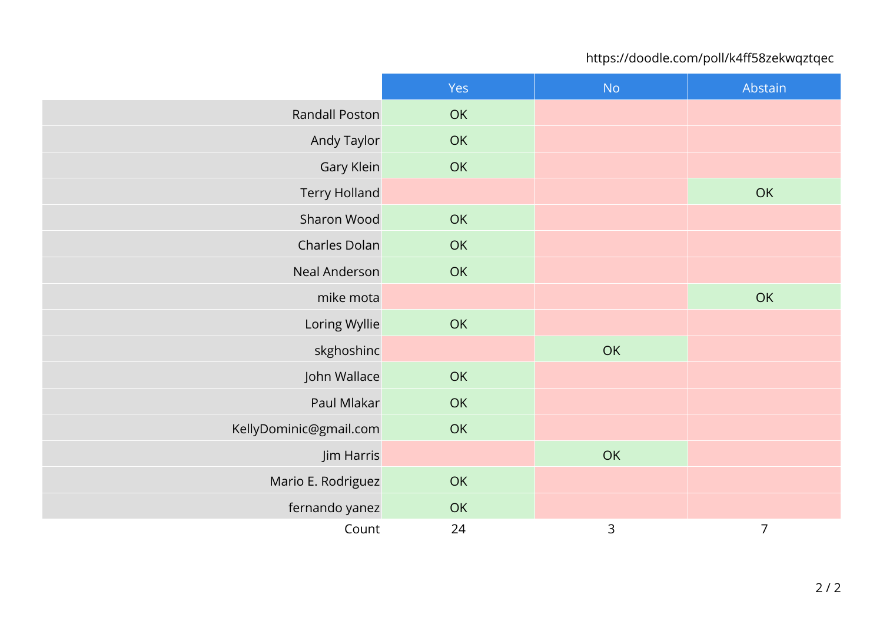https://doodle.com/poll/k4ff58zekwqztqec

| | Yes | No | Abstain |
|---|---|---|---|
| Randall Poston | OK | | |
| Andy Taylor | OK | | |
| Gary Klein | OK | | |
| Terry Holland | | | OK |
| Sharon Wood | OK | | |
| Charles Dolan | OK | | |
| Neal Anderson | OK | | |
| mike mota | | | OK |
| Loring Wyllie | OK | | |
| skghoshinc | | OK | |
| John Wallace | OK | | |
| Paul Mlakar | OK | | |
| KellyDominic@gmail.com | OK | | |
| Jim Harris | | OK | |
| Mario E. Rodriguez | OK | | |
| fernando yanez | OK | | |
| Count | 24 | 3 | 7 |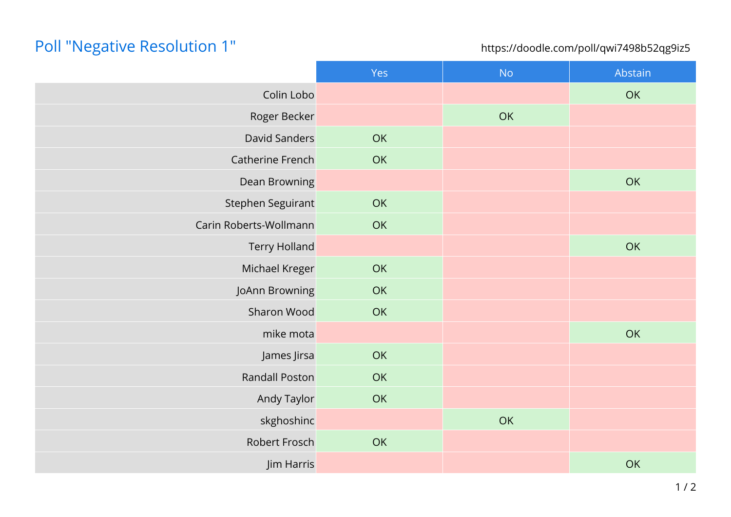# Poll "Negative Resolution 1"

https://doodle.com/poll/qwi7498b52qg9iz5

| | Yes | No | Abstain |
|---|---|---|---|
| Colin Lobo | | | OK |
| Roger Becker | | OK | |
| David Sanders | OK | | |
| Catherine French | OK | | |
| Dean Browning | | | OK |
| Stephen Seguirant | OK | | |
| Carin Roberts-Wollmann | OK | | |
| Terry Holland | | | OK |
| Michael Kreger | OK | | |
| JoAnn Browning | OK | | |
| Sharon Wood | OK | | |
| mike mota | | | OK |
| James Jirsa | OK | | |
| Randall Poston | OK | | |
| Andy Taylor | OK | | |
| skghoshinc | | OK | |
| Robert Frosch | OK | | |
| Jim Harris | | | OK |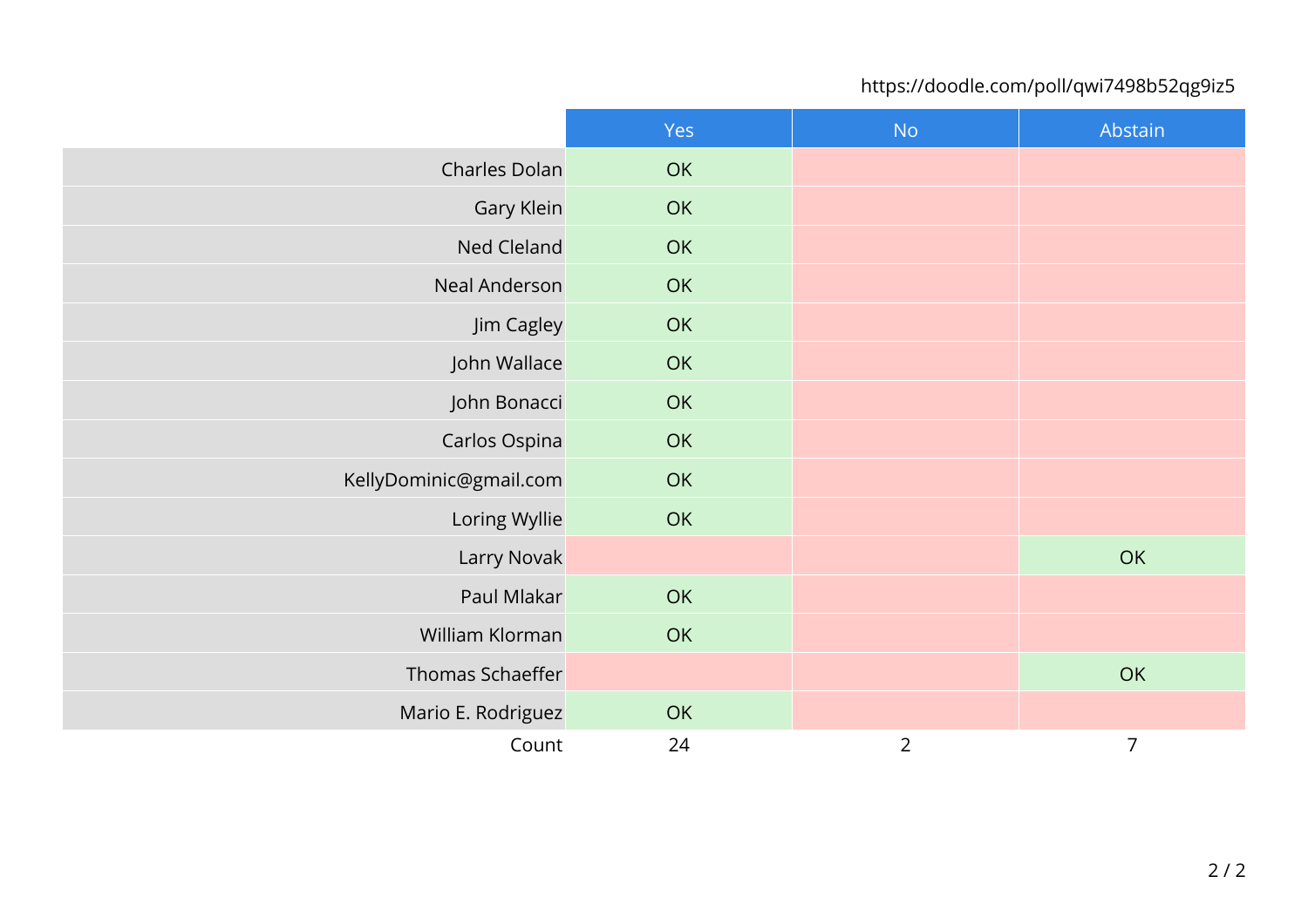https://doodle.com/poll/qwi7498b52qg9iz5

| | Yes | No | Abstain |
|---|---|---|---|
| Charles Dolan | OK | | |
| Gary Klein | OK | | |
| Ned Cleland | OK | | |
| Neal Anderson | OK | | |
| Jim Cagley | OK | | |
| John Wallace | OK | | |
| John Bonacci | OK | | |
| Carlos Ospina | OK | | |
| KellyDominic@gmail.com | OK | | |
| Loring Wyllie | OK | | |
| Larry Novak | | | OK |
| Paul Mlakar | OK | | |
| William Klorman | OK | | |
| Thomas Schaeffer | | | OK |
| Mario E. Rodriguez | OK | | |
| Count | 24 | 2 | 7 |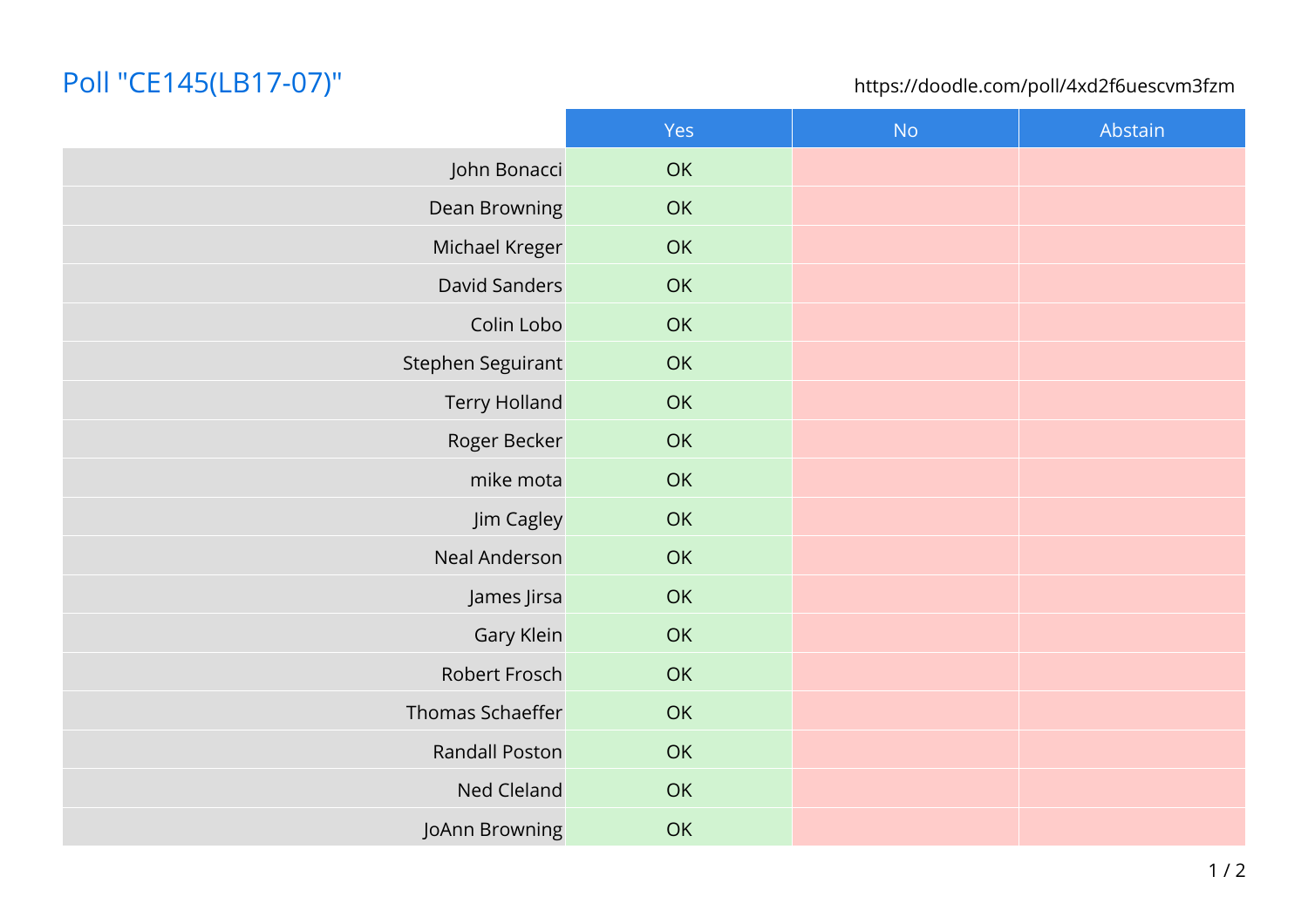# Poll "CE145(LB17-07)"

https://doodle.com/poll/4xd2f6uescvm3fzm

| | Yes | No | Abstain |
|---|---|---|---|
| John Bonacci | OK | | |
| Dean Browning | OK | | |
| Michael Kreger | OK | | |
| David Sanders | OK | | |
| Colin Lobo | OK | | |
| Stephen Seguirant | OK | | |
| Terry Holland | OK | | |
| Roger Becker | OK | | |
| mike mota | OK | | |
| Jim Cagley | OK | | |
| Neal Anderson | OK | | |
| James Jirsa | OK | | |
| Gary Klein | OK | | |
| Robert Frosch | OK | | |
| Thomas Schaeffer | OK | | |
| Randall Poston | OK | | |
| Ned Cleland | OK | | |
| JoAnn Browning | OK | | |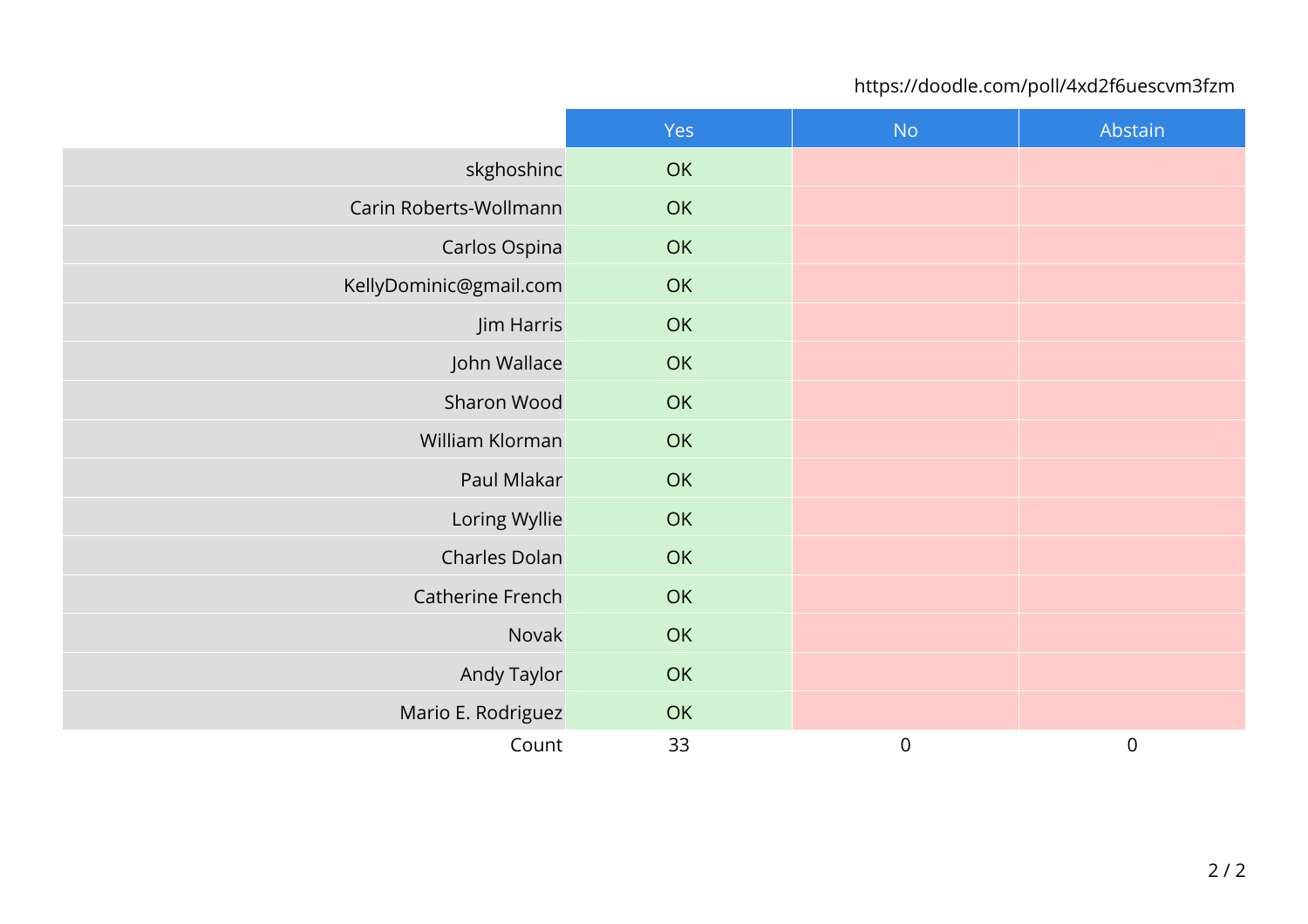https://doodle.com/poll/4xd2f6uescvm3fzm

| | Yes | No | Abstain |
|---|---|---|---|
| skghoshinc | OK | | |
| Carin Roberts-Wollmann | OK | | |
| Carlos Ospina | OK | | |
| KellyDominic@gmail.com | OK | | |
| Jim Harris | OK | | |
| John Wallace | OK | | |
| Sharon Wood | OK | | |
| William Klorman | OK | | |
| Paul Mlakar | OK | | |
| Loring Wyllie | OK | | |
| Charles Dolan | OK | | |
| Catherine French | OK | | |
| Novak | OK | | |
| Andy Taylor | OK | | |
| Mario E. Rodriguez | OK | | |
| Count | 33 | 0 | 0 |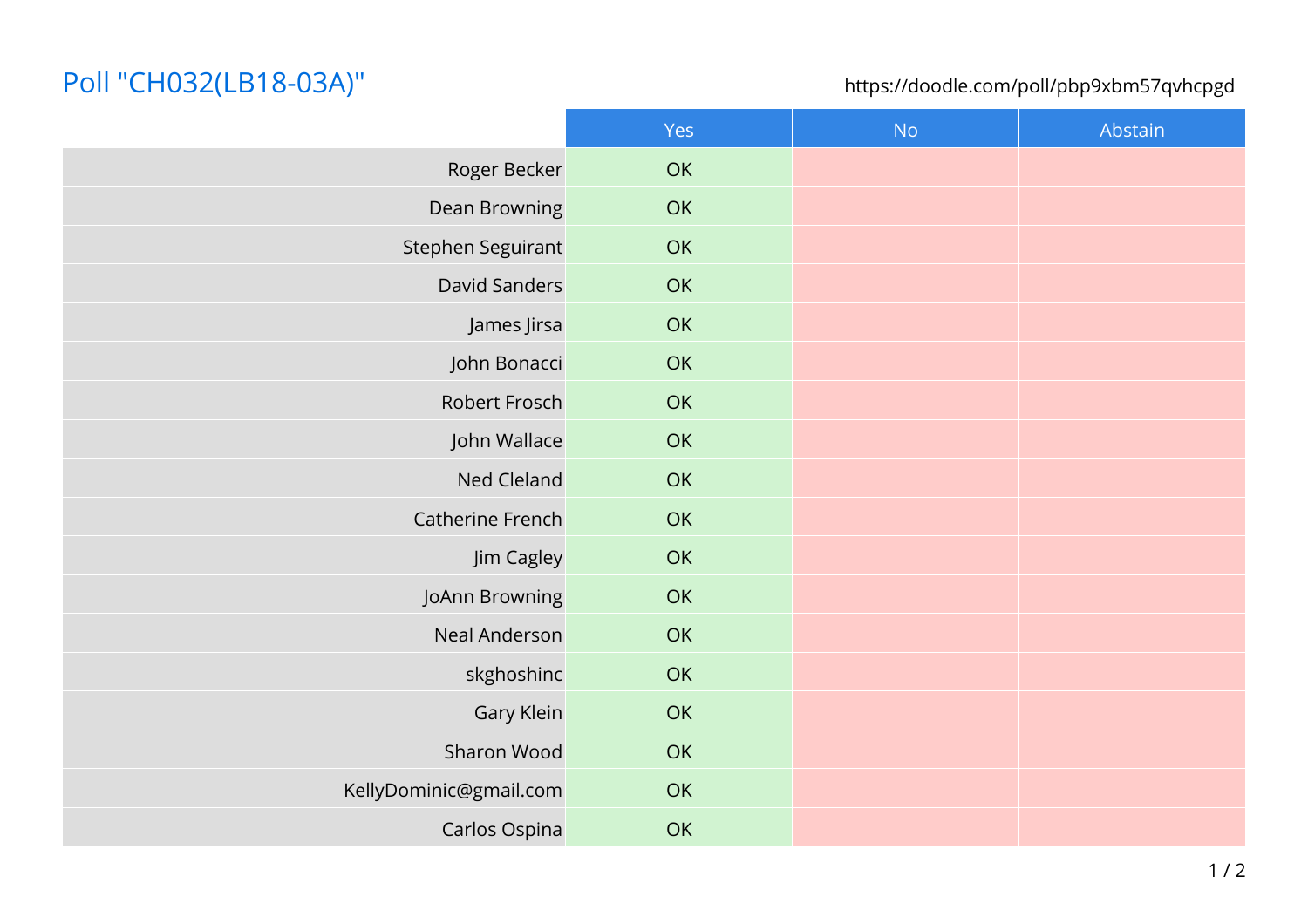# Poll "CH032(LB18-03A)"

https://doodle.com/poll/pbp9xbm57qvhcpgd

| | Yes | No | Abstain |
|---|---|---|---|
| Roger Becker | OK | | |
| Dean Browning | OK | | |
| Stephen Seguirant | OK | | |
| David Sanders | OK | | |
| James Jirsa | OK | | |
| John Bonacci | OK | | |
| Robert Frosch | OK | | |
| John Wallace | OK | | |
| Ned Cleland | OK | | |
| Catherine French | OK | | |
| Jim Cagley | OK | | |
| JoAnn Browning | OK | | |
| Neal Anderson | OK | | |
| skghoshinc | OK | | |
| Gary Klein | OK | | |
| Sharon Wood | OK | | |
| KellyDominic@gmail.com | OK | | |
| Carlos Ospina | OK | | |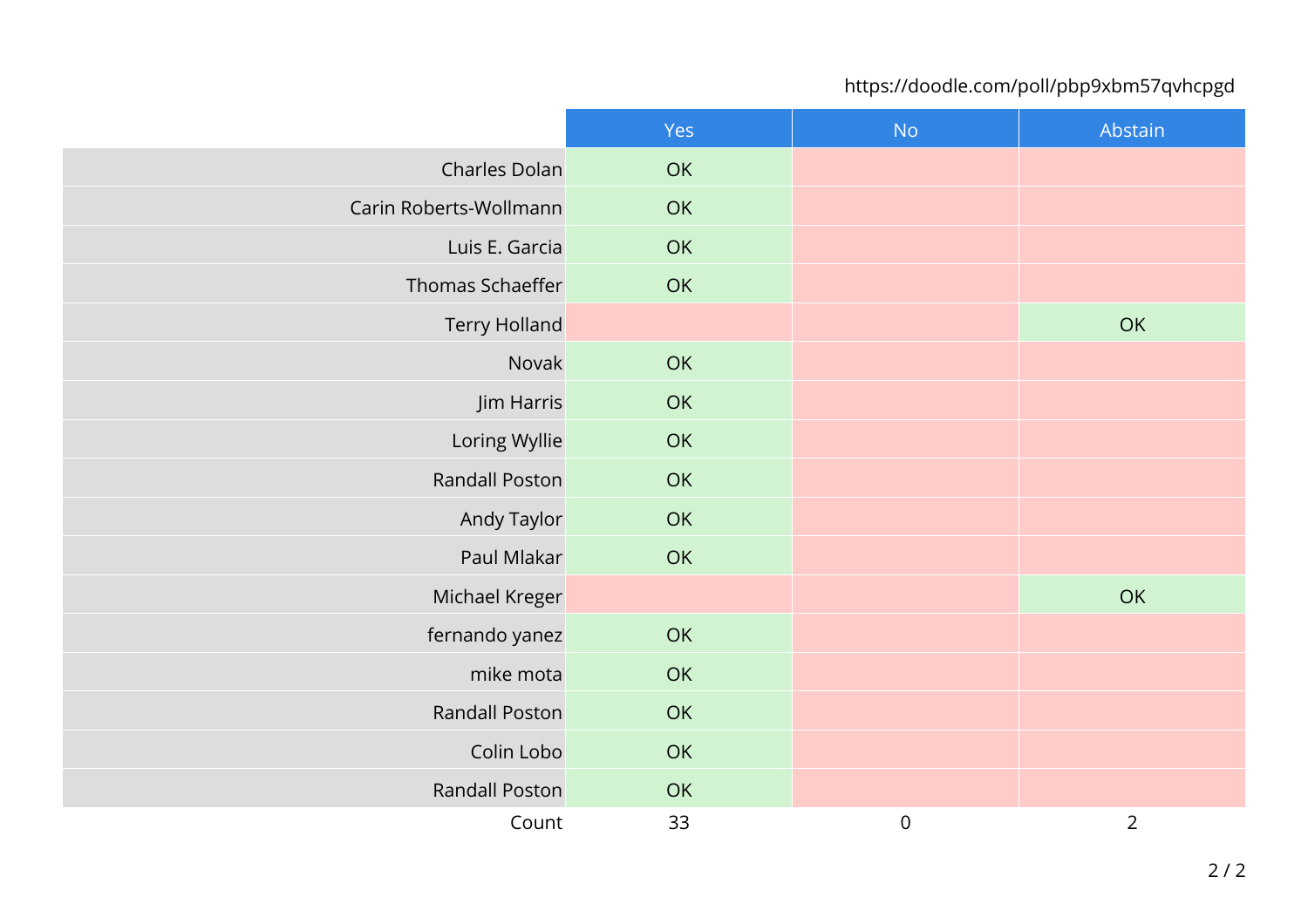https://doodle.com/poll/pbp9xbm57qvhcpgd

| | Yes | No | Abstain |
|---|---|---|---|
| Charles Dolan | OK | | |
| Carin Roberts-Wollmann | OK | | |
| Luis E. Garcia | OK | | |
| Thomas Schaeffer | OK | | |
| Terry Holland | | | OK |
| Novak | OK | | |
| Jim Harris | OK | | |
| Loring Wyllie | OK | | |
| Randall Poston | OK | | |
| Andy Taylor | OK | | |
| Paul Mlakar | OK | | |
| Michael Kreger | | | OK |
| fernando yanez | OK | | |
| mike mota | OK | | |
| Randall Poston | OK | | |
| Colin Lobo | OK | | |
| Randall Poston | OK | | |
| Count | 33 | 0 | 2 |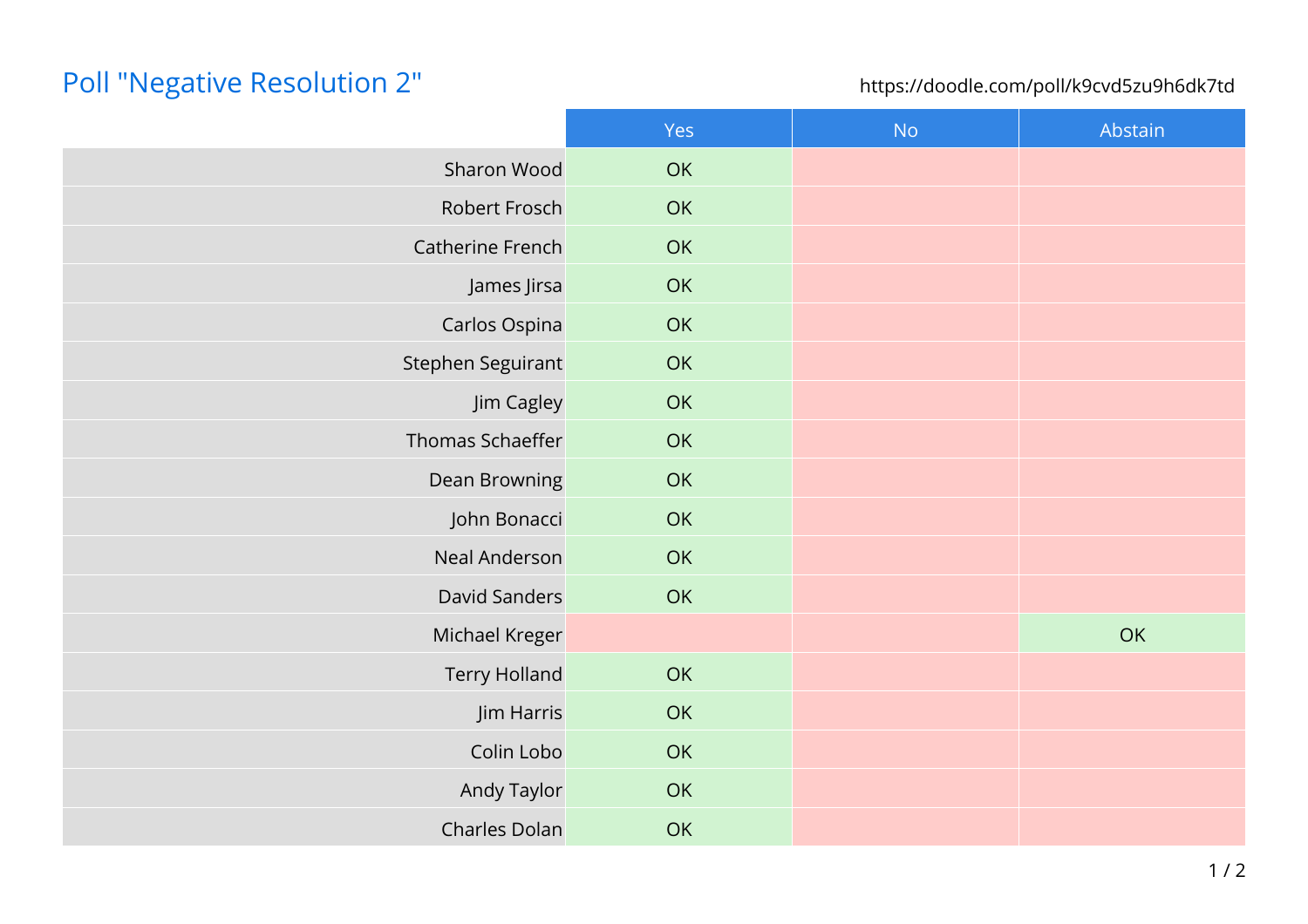# Poll "Negative Resolution 2"

https://doodle.com/poll/k9cvd5zu9h6dk7td

| | Yes | No | Abstain |
|---|---|---|---|
| Sharon Wood | OK | | |
| Robert Frosch | OK | | |
| Catherine French | OK | | |
| James Jirsa | OK | | |
| Carlos Ospina | OK | | |
| Stephen Seguirant | OK | | |
| Jim Cagley | OK | | |
| Thomas Schaeffer | OK | | |
| Dean Browning | OK | | |
| John Bonacci | OK | | |
| Neal Anderson | OK | | |
| David Sanders | OK | | |
| Michael Kreger | | | OK |
| Terry Holland | OK | | |
| Jim Harris | OK | | |
| Colin Lobo | OK | | |
| Andy Taylor | OK | | |
| Charles Dolan | OK | | |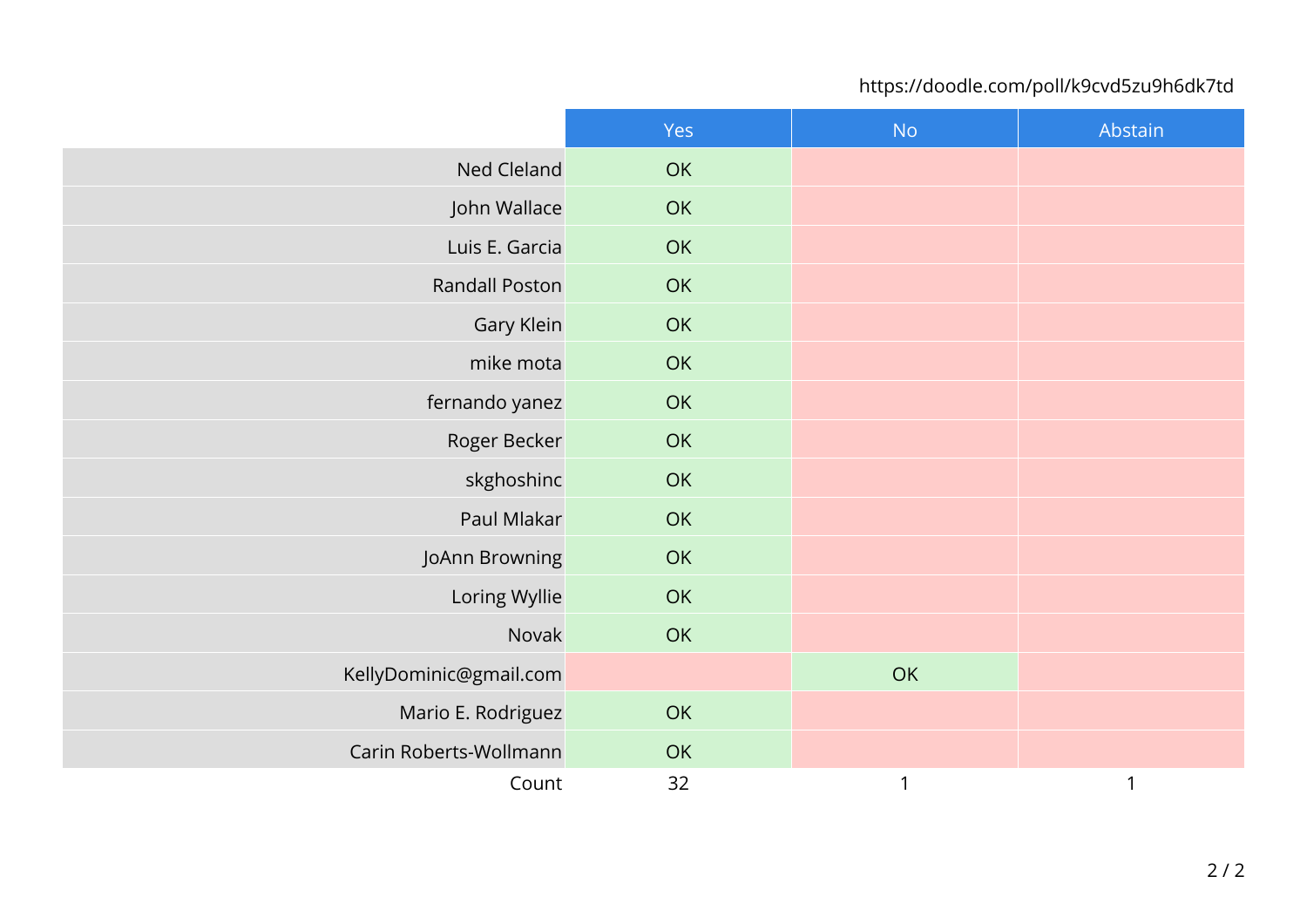https://doodle.com/poll/k9cvd5zu9h6dk7td

| | Yes | No | Abstain |
|---|---|---|---|
| Ned Cleland | OK | | |
| John Wallace | OK | | |
| Luis E. Garcia | OK | | |
| Randall Poston | OK | | |
| Gary Klein | OK | | |
| mike mota | OK | | |
| fernando yanez | OK | | |
| Roger Becker | OK | | |
| skghoshinc | OK | | |
| Paul Mlakar | OK | | |
| JoAnn Browning | OK | | |
| Loring Wyllie | OK | | |
| Novak | OK | | |
| KellyDominic@gmail.com | | OK | |
| Mario E. Rodriguez | OK | | |
| Carin Roberts-Wollmann | OK | | |
| Count | 32 | 1 | 1 |